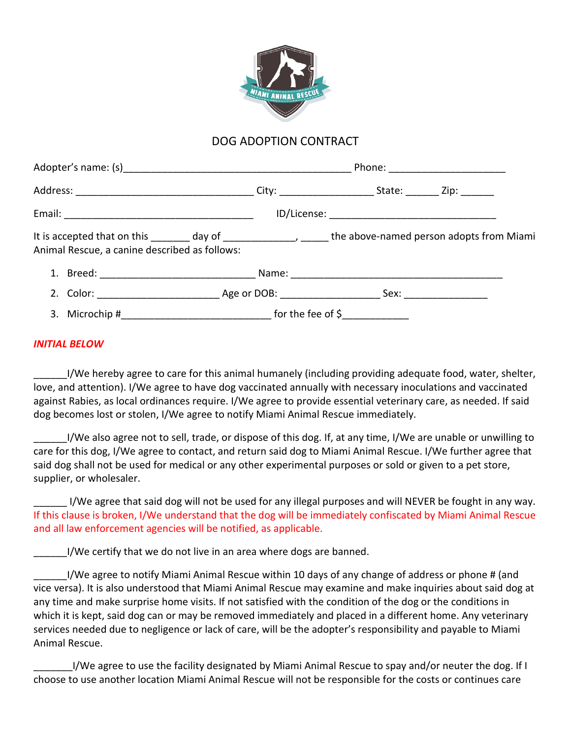# DOG ADOPTION CONTRACT

Adopter's name: (s)________________________________________ Phone: ____________________

Address: ________________________________ City: ________________ State: ______ Zip: ______

Email: __________________________________ ID/License: ______________________________

It is accepted that on this _______ day of ____________, _____ the above-named person adopts from Miami Animal Rescue, a canine described as follows:

1. Breed: ___________________________ Name: ______________________________________
2. Color: ______________________ Age or DOB: _________________ Sex: _______________
3. Microchip #___________________________ for the fee of $____________

***INITIAL BELOW***

______I/We hereby agree to care for this animal humanely (including providing adequate food, water, shelter, love, and attention). I/We agree to have dog vaccinated annually with necessary inoculations and vaccinated against Rabies, as local ordinances require. I/We agree to provide essential veterinary care, as needed. If said dog becomes lost or stolen, I/We agree to notify Miami Animal Rescue immediately.

______I/We also agree not to sell, trade, or dispose of this dog. If, at any time, I/We are unable or unwilling to care for this dog, I/We agree to contact, and return said dog to Miami Animal Rescue. I/We further agree that said dog shall not be used for medical or any other experimental purposes or sold or given to a pet store, supplier, or wholesaler.

______ I/We agree that said dog will not be used for any illegal purposes and will NEVER be fought in any way. If this clause is broken, I/We understand that the dog will be immediately confiscated by Miami Animal Rescue and all law enforcement agencies will be notified, as applicable.

______I/We certify that we do not live in an area where dogs are banned.

______I/We agree to notify Miami Animal Rescue within 10 days of any change of address or phone # (and vice versa). It is also understood that Miami Animal Rescue may examine and make inquiries about said dog at any time and make surprise home visits. If not satisfied with the condition of the dog or the conditions in which it is kept, said dog can or may be removed immediately and placed in a different home. Any veterinary services needed due to negligence or lack of care, will be the adopter's responsibility and payable to Miami Animal Rescue.

_______I/We agree to use the facility designated by Miami Animal Rescue to spay and/or neuter the dog. If I choose to use another location Miami Animal Rescue will not be responsible for the costs or continues care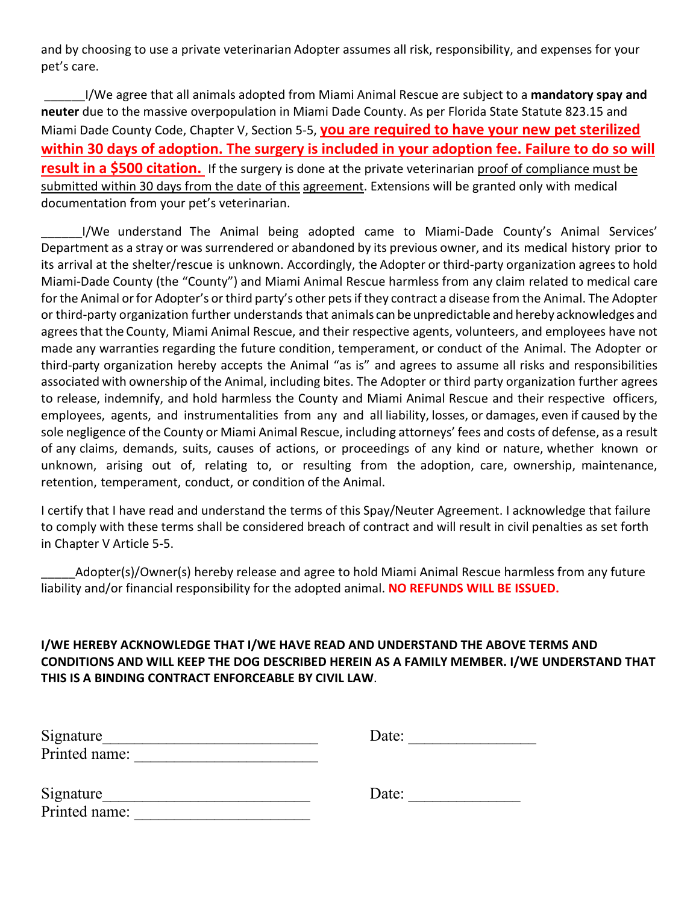and by choosing to use a private veterinarian Adopter assumes all risk, responsibility, and expenses for your pet's care.

______I/We agree that all animals adopted from Miami Animal Rescue are subject to a **mandatory spay and neuter** due to the massive overpopulation in Miami Dade County. As per Florida State Statute 823.15 and Miami Dade County Code, Chapter V, Section 5-5, **you are required to have your new pet sterilized within 30 days of adoption. The surgery is included in your adoption fee. Failure to do so will result in a $500 citation.** If the surgery is done at the private veterinarian proof of compliance must be submitted within 30 days from the date of this agreement. Extensions will be granted only with medical documentation from your pet's veterinarian.

______I/We understand The Animal being adopted came to Miami-Dade County's Animal Services' Department as a stray or was surrendered or abandoned by its previous owner, and its medical history prior to its arrival at the shelter/rescue is unknown. Accordingly, the Adopter or third-party organization agrees to hold Miami-Dade County (the "County") and Miami Animal Rescue harmless from any claim related to medical care for the Animal or for Adopter's or third party's other pets if they contract a disease from the Animal. The Adopter or third-party organization further understands that animals can be unpredictable and hereby acknowledges and agrees that the County, Miami Animal Rescue, and their respective agents, volunteers, and employees have not made any warranties regarding the future condition, temperament, or conduct of the Animal. The Adopter or third-party organization hereby accepts the Animal "as is" and agrees to assume all risks and responsibilities associated with ownership of the Animal, including bites. The Adopter or third party organization further agrees to release, indemnify, and hold harmless the County and Miami Animal Rescue and their respective officers, employees, agents, and instrumentalities from any and all liability, losses, or damages, even if caused by the sole negligence of the County or Miami Animal Rescue, including attorneys' fees and costs of defense, as a result of any claims, demands, suits, causes of actions, or proceedings of any kind or nature, whether known or unknown, arising out of, relating to, or resulting from the adoption, care, ownership, maintenance, retention, temperament, conduct, or condition of the Animal.

I certify that I have read and understand the terms of this Spay/Neuter Agreement. I acknowledge that failure to comply with these terms shall be considered breach of contract and will result in civil penalties as set forth in Chapter V Article 5-5.

_____Adopter(s)/Owner(s) hereby release and agree to hold Miami Animal Rescue harmless from any future liability and/or financial responsibility for the adopted animal. **NO REFUNDS WILL BE ISSUED.**

**I/WE HEREBY ACKNOWLEDGE THAT I/WE HAVE READ AND UNDERSTAND THE ABOVE TERMS AND CONDITIONS AND WILL KEEP THE DOG DESCRIBED HEREIN AS A FAMILY MEMBER. I/WE UNDERSTAND THAT THIS IS A BINDING CONTRACT ENFORCEABLE BY CIVIL LAW**.

Signature___________________________ Date: ________________
Printed name: _______________________

Signature___________________________ Date: ______________
Printed name: _______________________